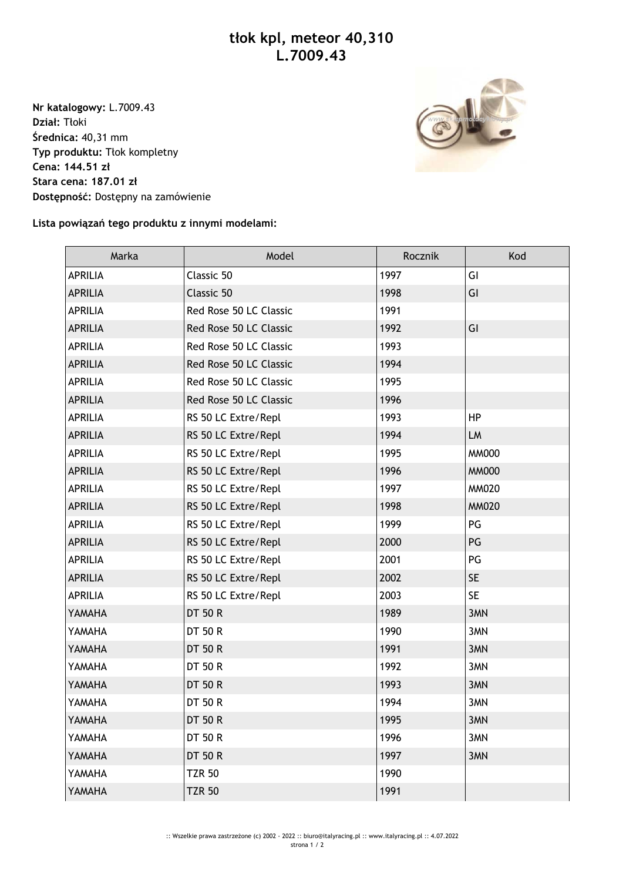# tłok kpl, meteor 40,310
# L.7009.43

**Nr katalogowy:** L.7009.43
**Dział:** Tłoki
**Średnica:** 40,31 mm
**Typ produktu:** Tłok kompletny
**Cena: 144.51 zł**
**Stara cena: 187.01 zł**
**Dostępność:** Dostępny na zamówienie

**Lista powiązań tego produktu z innymi modelami:**

| Marka | Model | Rocznik | Kod |
|---|---|---|---|
| APRILIA | Classic 50 | 1997 | GI |
| APRILIA | Classic 50 | 1998 | GI |
| APRILIA | Red Rose 50 LC Classic | 1991 | |
| APRILIA | Red Rose 50 LC Classic | 1992 | GI |
| APRILIA | Red Rose 50 LC Classic | 1993 | |
| APRILIA | Red Rose 50 LC Classic | 1994 | |
| APRILIA | Red Rose 50 LC Classic | 1995 | |
| APRILIA | Red Rose 50 LC Classic | 1996 | |
| APRILIA | RS 50 LC Extre/Repl | 1993 | HP |
| APRILIA | RS 50 LC Extre/Repl | 1994 | LM |
| APRILIA | RS 50 LC Extre/Repl | 1995 | MM000 |
| APRILIA | RS 50 LC Extre/Repl | 1996 | MM000 |
| APRILIA | RS 50 LC Extre/Repl | 1997 | MM020 |
| APRILIA | RS 50 LC Extre/Repl | 1998 | MM020 |
| APRILIA | RS 50 LC Extre/Repl | 1999 | PG |
| APRILIA | RS 50 LC Extre/Repl | 2000 | PG |
| APRILIA | RS 50 LC Extre/Repl | 2001 | PG |
| APRILIA | RS 50 LC Extre/Repl | 2002 | SE |
| APRILIA | RS 50 LC Extre/Repl | 2003 | SE |
| YAMAHA | DT 50 R | 1989 | 3MN |
| YAMAHA | DT 50 R | 1990 | 3MN |
| YAMAHA | DT 50 R | 1991 | 3MN |
| YAMAHA | DT 50 R | 1992 | 3MN |
| YAMAHA | DT 50 R | 1993 | 3MN |
| YAMAHA | DT 50 R | 1994 | 3MN |
| YAMAHA | DT 50 R | 1995 | 3MN |
| YAMAHA | DT 50 R | 1996 | 3MN |
| YAMAHA | DT 50 R | 1997 | 3MN |
| YAMAHA | TZR 50 | 1990 | |
| YAMAHA | TZR 50 | 1991 | |

:: Wszelkie prawa zastrzeżone (c) 2002 - 2022 :: biuro@italyracing.pl :: www.italyracing.pl :: 4.07.2022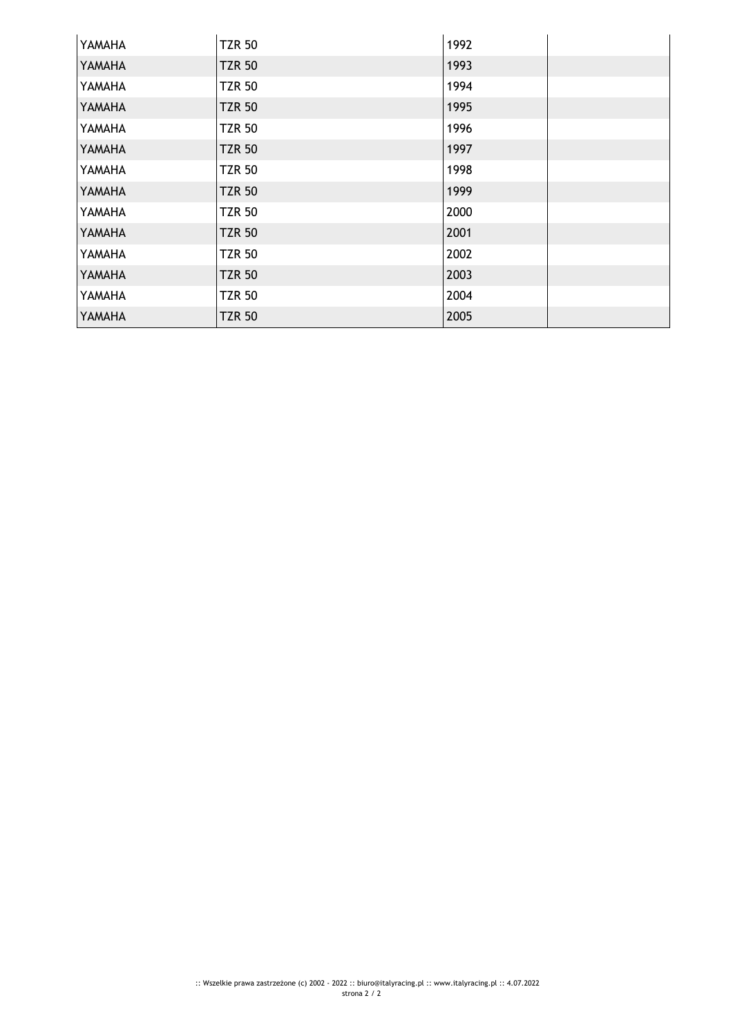| | | | |
|---|---|---|---|
| YAMAHA | TZR 50 | 1992 | |
| YAMAHA | TZR 50 | 1993 | |
| YAMAHA | TZR 50 | 1994 | |
| YAMAHA | TZR 50 | 1995 | |
| YAMAHA | TZR 50 | 1996 | |
| YAMAHA | TZR 50 | 1997 | |
| YAMAHA | TZR 50 | 1998 | |
| YAMAHA | TZR 50 | 1999 | |
| YAMAHA | TZR 50 | 2000 | |
| YAMAHA | TZR 50 | 2001 | |
| YAMAHA | TZR 50 | 2002 | |
| YAMAHA | TZR 50 | 2003 | |
| YAMAHA | TZR 50 | 2004 | |
| YAMAHA | TZR 50 | 2005 | |